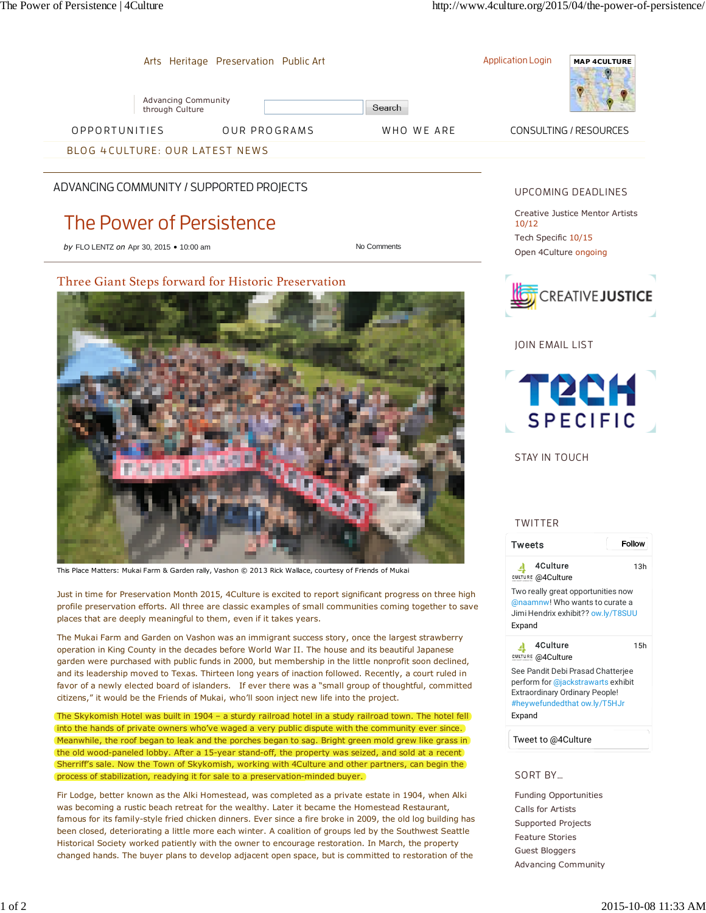Arts Heritage Preservation Public Art

Application Login

MAP 4CULTURE

Advancing Community through Culture

Search

OPPORTUNITIES OUR PROGRAMS WHO WE ARE CONSULTING / RESOURCES

BLOG 4CULTURE: OUR LATEST NEWS

ADVANCING COMMUNITY / SUPPORTED PROJECTS

# The Power of Persistence

*by* FLO LENTZ *on* Apr 30, 2015 • 10:00 am

No Comments

## Three Giant Steps forward for Historic Preservation

This Place Matters: Mukai Farm & Garden rally, Vashon © 2013 Rick Wallace, courtesy of Friends of Mukai

Just in time for Preservation Month 2015, 4Culture is excited to report significant progress on three high profile preservation efforts. All three are classic examples of small communities coming together to save places that are deeply meaningful to them, even if it takes years.

The Mukai Farm and Garden on Vashon was an immigrant success story, once the largest strawberry operation in King County in the decades before World War II. The house and its beautiful Japanese garden were purchased with public funds in 2000, but membership in the little nonprofit soon declined, and its leadership moved to Texas. Thirteen long years of inaction followed. Recently, a court ruled in favor of a newly elected board of islanders. If ever there was a "small group of thoughtful, committed citizens," it would be the Friends of Mukai, who'll soon inject new life into the project.

The Skykomish Hotel was built in 1904 – a sturdy railroad hotel in a study railroad town. The hotel fell into the hands of private owners who've waged a very public dispute with the community ever since. Meanwhile, the roof began to leak and the porches began to sag. Bright green mold grew like grass in the old wood-paneled lobby. After a 15-year stand-off, the property was seized, and sold at a recent Sherriff's sale. Now the Town of Skykomish, working with 4Culture and other partners, can begin the process of stabilization, readying it for sale to a preservation-minded buyer.

Fir Lodge, better known as the Alki Homestead, was completed as a private estate in 1904, when Alki was becoming a rustic beach retreat for the wealthy. Later it became the Homestead Restaurant, famous for its family-style fried chicken dinners. Ever since a fire broke in 2009, the old log building has been closed, deteriorating a little more each winter. A coalition of groups led by the Southwest Seattle Historical Society worked patiently with the owner to encourage restoration. In March, the property changed hands. The buyer plans to develop adjacent open space, but is committed to restoration of the

## UPCOMING DEADLINES

Creative Justice Mentor Artists 10/12

Tech Specific 10/15

Open 4Culture ongoing

CREATIVEJUSTICE

## JOIN EMAIL LIST

TECH SPECIFIC

## STAY IN TOUCH

## TWITTER

Tweets Follow

4Culture @4Culture 13h

Two really great opportunities now @naamnw! Who wants to curate a Jimi Hendrix exhibit?? ow.ly/T8SUU

Expand

4Culture @4Culture 15h

See Pandit Debi Prasad Chatterjee perform for @jackstrawarts exhibit Extraordinary Ordinary People! #heywefundedthat ow.ly/T5HJr

Expand

Tweet to @4Culture

## SORT BY...

Funding Opportunities

Calls for Artists

Supported Projects

Feature Stories

Guest Bloggers

Advancing Community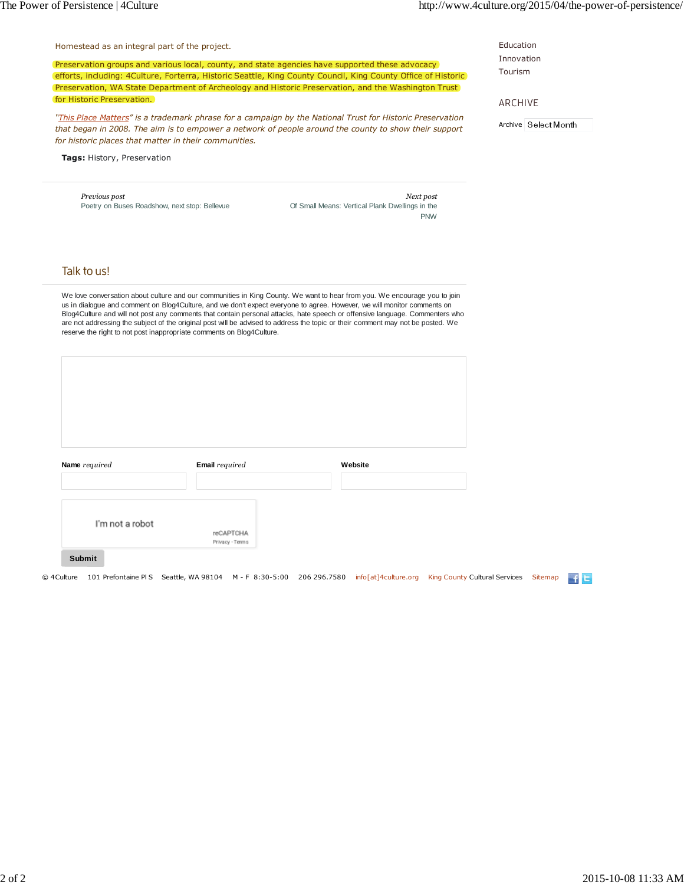Homestead as an integral part of the project.

Preservation groups and various local, county, and state agencies have supported these advocacy efforts, including: 4Culture, Forterra, Historic Seattle, King County Council, King County Office of Historic Preservation, WA State Department of Archeology and Historic Preservation, and the Washington Trust for Historic Preservation.

*"This Place Matters" is a trademark phrase for a campaign by the National Trust for Historic Preservation that began in 2008. The aim is to empower a network of people around the county to show their support for historic places that matter in their communities.*

**Tags:** History, Preservation

*Previous post*
Poetry on Buses Roadshow, next stop: Bellevue

*Next post*
Of Small Means: Vertical Plank Dwellings in the PNW

## Talk to us!

We love conversation about culture and our communities in King County. We want to hear from you. We encourage you to join us in dialogue and comment on Blog4Culture, and we don't expect everyone to agree. However, we will monitor comments on Blog4Culture and will not post any comments that contain personal attacks, hate speech or offensive language. Commenters who are not addressing the subject of the original post will be advised to address the topic or their comment may not be posted. We reserve the right to not post inappropriate comments on Blog4Culture.

**Name** *required* **Email** *required* **Website**

I'm not a robot
reCAPTCHA
Privacy - Terms

Submit

Education
Innovation
Tourism

ARCHIVE

Archive Select Month

© 4Culture 101 Prefontaine Pl S Seattle, WA 98104 M - F 8:30-5:00 206 296.7580 info[at]4culture.org King County Cultural Services Sitemap